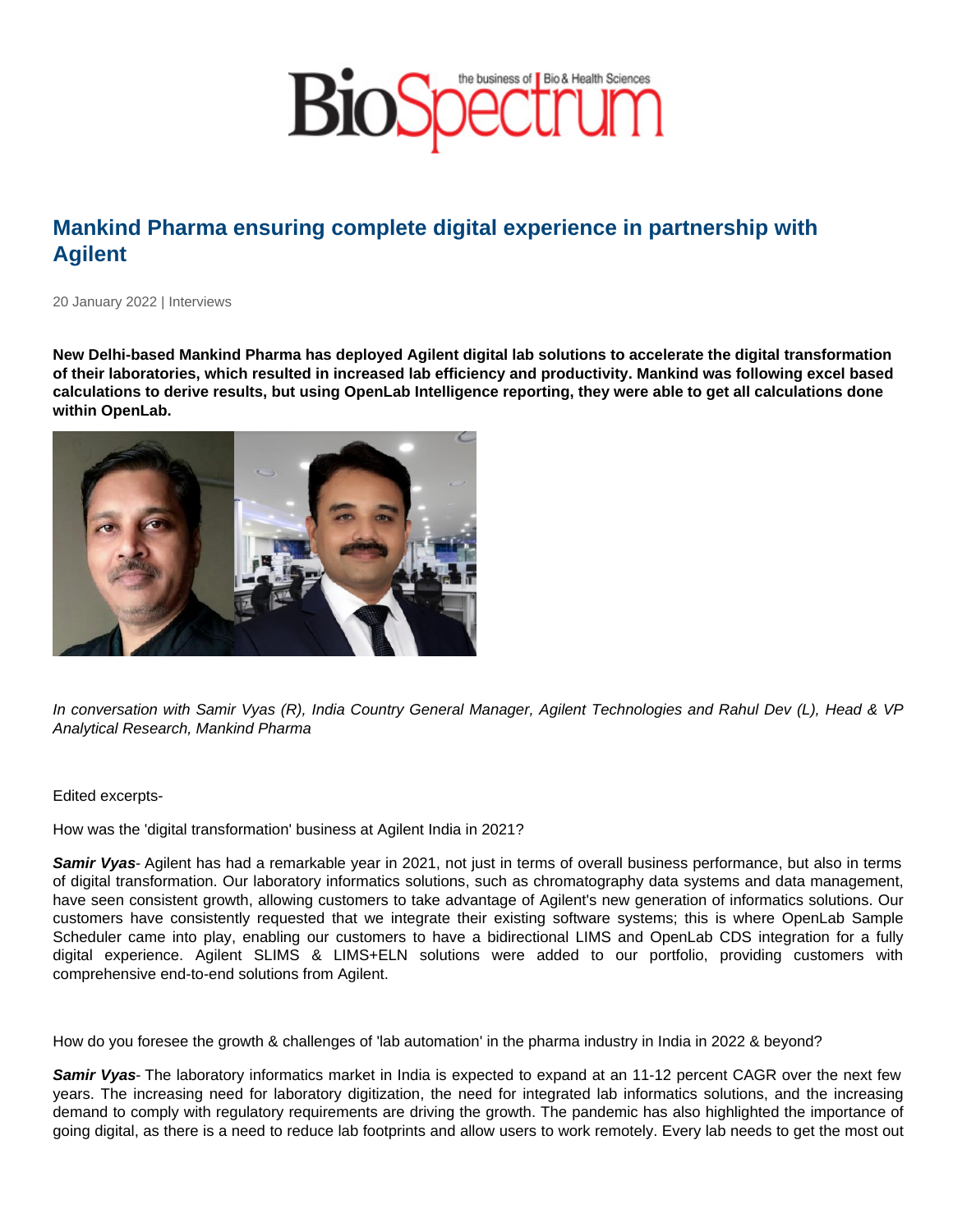# Mankind Pharma ensuring complete digital experience in partnership with Agilent

20 January 2022 | Interviews

**New Delhi-based Mankind Pharma has deployed Agilent digital lab solutions to accelerate the digital transformation of their laboratories, which resulted in increased lab efficiency and productivity. Mankind was following excel based calculations to derive results, but using OpenLab Intelligence reporting, they were able to get all calculations done within OpenLab.**

*In conversation with Samir Vyas (R), India Country General Manager, Agilent Technologies and Rahul Dev (L), Head & VP Analytical Research, Mankind Pharma*

Edited excerpts-

How was the 'digital transformation' business at Agilent India in 2021?

***Samir Vyas***- Agilent has had a remarkable year in 2021, not just in terms of overall business performance, but also in terms of digital transformation. Our laboratory informatics solutions, such as chromatography data systems and data management, have seen consistent growth, allowing customers to take advantage of Agilent's new generation of informatics solutions. Our customers have consistently requested that we integrate their existing software systems; this is where OpenLab Sample Scheduler came into play, enabling our customers to have a bidirectional LIMS and OpenLab CDS integration for a fully digital experience. Agilent SLIMS & LIMS+ELN solutions were added to our portfolio, providing customers with comprehensive end-to-end solutions from Agilent.

How do you foresee the growth & challenges of 'lab automation' in the pharma industry in India in 2022 & beyond?

***Samir Vyas***- The laboratory informatics market in India is expected to expand at an 11-12 percent CAGR over the next few years. The increasing need for laboratory digitization, the need for integrated lab informatics solutions, and the increasing demand to comply with regulatory requirements are driving the growth. The pandemic has also highlighted the importance of going digital, as there is a need to reduce lab footprints and allow users to work remotely. Every lab needs to get the most out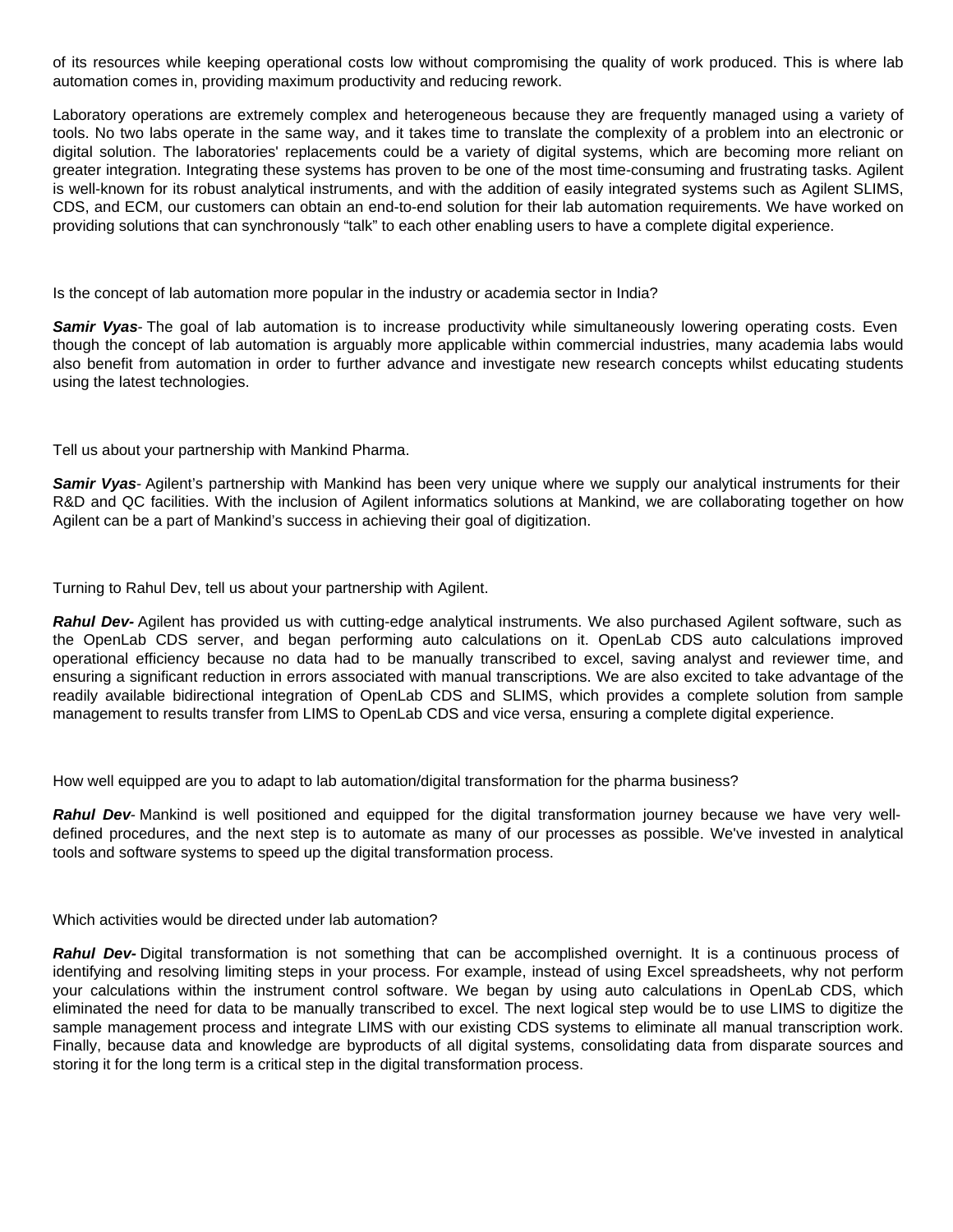of its resources while keeping operational costs low without compromising the quality of work produced. This is where lab automation comes in, providing maximum productivity and reducing rework.

Laboratory operations are extremely complex and heterogeneous because they are frequently managed using a variety of tools. No two labs operate in the same way, and it takes time to translate the complexity of a problem into an electronic or digital solution. The laboratories' replacements could be a variety of digital systems, which are becoming more reliant on greater integration. Integrating these systems has proven to be one of the most time-consuming and frustrating tasks. Agilent is well-known for its robust analytical instruments, and with the addition of easily integrated systems such as Agilent SLIMS, CDS, and ECM, our customers can obtain an end-to-end solution for their lab automation requirements. We have worked on providing solutions that can synchronously "talk" to each other enabling users to have a complete digital experience.

Is the concept of lab automation more popular in the industry or academia sector in India?

***Samir Vyas***- The goal of lab automation is to increase productivity while simultaneously lowering operating costs. Even though the concept of lab automation is arguably more applicable within commercial industries, many academia labs would also benefit from automation in order to further advance and investigate new research concepts whilst educating students using the latest technologies.

Tell us about your partnership with Mankind Pharma.

***Samir Vyas***- Agilent's partnership with Mankind has been very unique where we supply our analytical instruments for their R&D and QC facilities. With the inclusion of Agilent informatics solutions at Mankind, we are collaborating together on how Agilent can be a part of Mankind's success in achieving their goal of digitization.

Turning to Rahul Dev, tell us about your partnership with Agilent.

***Rahul Dev-*** Agilent has provided us with cutting-edge analytical instruments. We also purchased Agilent software, such as the OpenLab CDS server, and began performing auto calculations on it. OpenLab CDS auto calculations improved operational efficiency because no data had to be manually transcribed to excel, saving analyst and reviewer time, and ensuring a significant reduction in errors associated with manual transcriptions. We are also excited to take advantage of the readily available bidirectional integration of OpenLab CDS and SLIMS, which provides a complete solution from sample management to results transfer from LIMS to OpenLab CDS and vice versa, ensuring a complete digital experience.

How well equipped are you to adapt to lab automation/digital transformation for the pharma business?

***Rahul Dev***- Mankind is well positioned and equipped for the digital transformation journey because we have very well-defined procedures, and the next step is to automate as many of our processes as possible. We've invested in analytical tools and software systems to speed up the digital transformation process.

Which activities would be directed under lab automation?

***Rahul Dev-*** Digital transformation is not something that can be accomplished overnight. It is a continuous process of identifying and resolving limiting steps in your process. For example, instead of using Excel spreadsheets, why not perform your calculations within the instrument control software. We began by using auto calculations in OpenLab CDS, which eliminated the need for data to be manually transcribed to excel. The next logical step would be to use LIMS to digitize the sample management process and integrate LIMS with our existing CDS systems to eliminate all manual transcription work. Finally, because data and knowledge are byproducts of all digital systems, consolidating data from disparate sources and storing it for the long term is a critical step in the digital transformation process.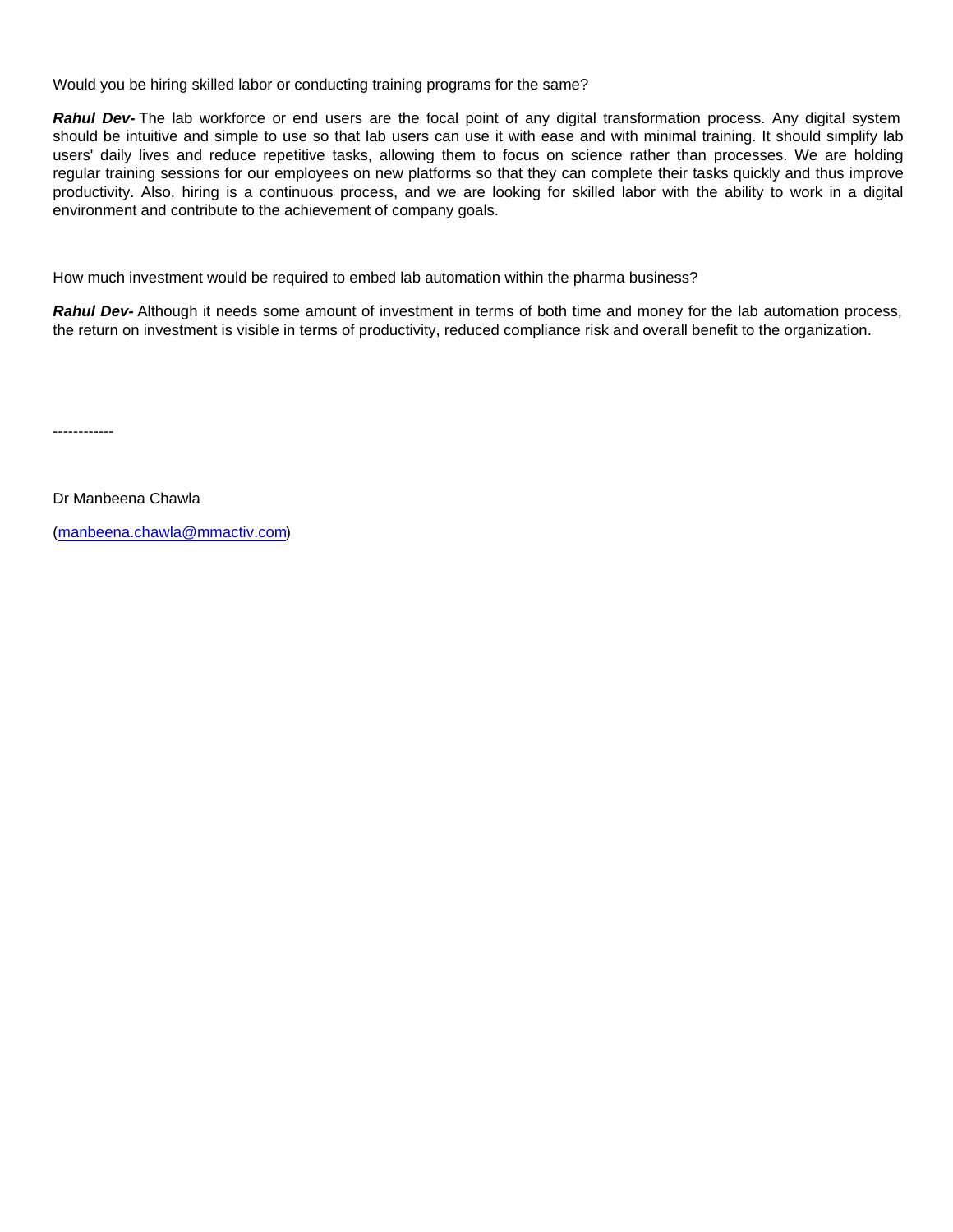Would you be hiring skilled labor or conducting training programs for the same?

***Rahul Dev-*** The lab workforce or end users are the focal point of any digital transformation process. Any digital system should be intuitive and simple to use so that lab users can use it with ease and with minimal training. It should simplify lab users' daily lives and reduce repetitive tasks, allowing them to focus on science rather than processes. We are holding regular training sessions for our employees on new platforms so that they can complete their tasks quickly and thus improve productivity. Also, hiring is a continuous process, and we are looking for skilled labor with the ability to work in a digital environment and contribute to the achievement of company goals.

How much investment would be required to embed lab automation within the pharma business?

***Rahul Dev-*** Although it needs some amount of investment in terms of both time and money for the lab automation process, the return on investment is visible in terms of productivity, reduced compliance risk and overall benefit to the organization.

------------

Dr Manbeena Chawla

([manbeena.chawla@mmactiv.com](mailto:manbeena.chawla@mmactiv.com))